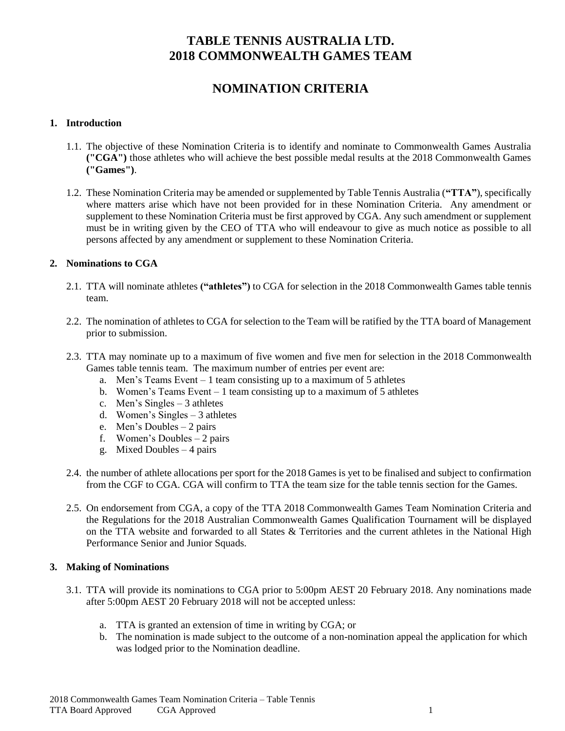# TABLE TENNIS AUSTRALIA LTD.
# 2018 COMMONWEALTH GAMES TEAM

## NOMINATION CRITERIA

### 1. Introduction

1.1. The objective of these Nomination Criteria is to identify and nominate to Commonwealth Games Australia **("CGA")** those athletes who will achieve the best possible medal results at the 2018 Commonwealth Games **("Games")**.

1.2. These Nomination Criteria may be amended or supplemented by Table Tennis Australia (**"TTA"**), specifically where matters arise which have not been provided for in these Nomination Criteria. Any amendment or supplement to these Nomination Criteria must be first approved by CGA. Any such amendment or supplement must be in writing given by the CEO of TTA who will endeavour to give as much notice as possible to all persons affected by any amendment or supplement to these Nomination Criteria.

### 2. Nominations to CGA

2.1. TTA will nominate athletes **("athletes")** to CGA for selection in the 2018 Commonwealth Games table tennis team.

2.2. The nomination of athletes to CGA for selection to the Team will be ratified by the TTA board of Management prior to submission.

2.3. TTA may nominate up to a maximum of five women and five men for selection in the 2018 Commonwealth Games table tennis team. The maximum number of entries per event are:

a. Men's Teams Event – 1 team consisting up to a maximum of 5 athletes
b. Women's Teams Event – 1 team consisting up to a maximum of 5 athletes
c. Men's Singles – 3 athletes
d. Women's Singles – 3 athletes
e. Men's Doubles – 2 pairs
f. Women's Doubles – 2 pairs
g. Mixed Doubles – 4 pairs

2.4. the number of athlete allocations per sport for the 2018 Games is yet to be finalised and subject to confirmation from the CGF to CGA. CGA will confirm to TTA the team size for the table tennis section for the Games.

2.5. On endorsement from CGA, a copy of the TTA 2018 Commonwealth Games Team Nomination Criteria and the Regulations for the 2018 Australian Commonwealth Games Qualification Tournament will be displayed on the TTA website and forwarded to all States & Territories and the current athletes in the National High Performance Senior and Junior Squads.

### 3. Making of Nominations

3.1. TTA will provide its nominations to CGA prior to 5:00pm AEST 20 February 2018. Any nominations made after 5:00pm AEST 20 February 2018 will not be accepted unless:

a. TTA is granted an extension of time in writing by CGA; or
b. The nomination is made subject to the outcome of a non-nomination appeal the application for which was lodged prior to the Nomination deadline.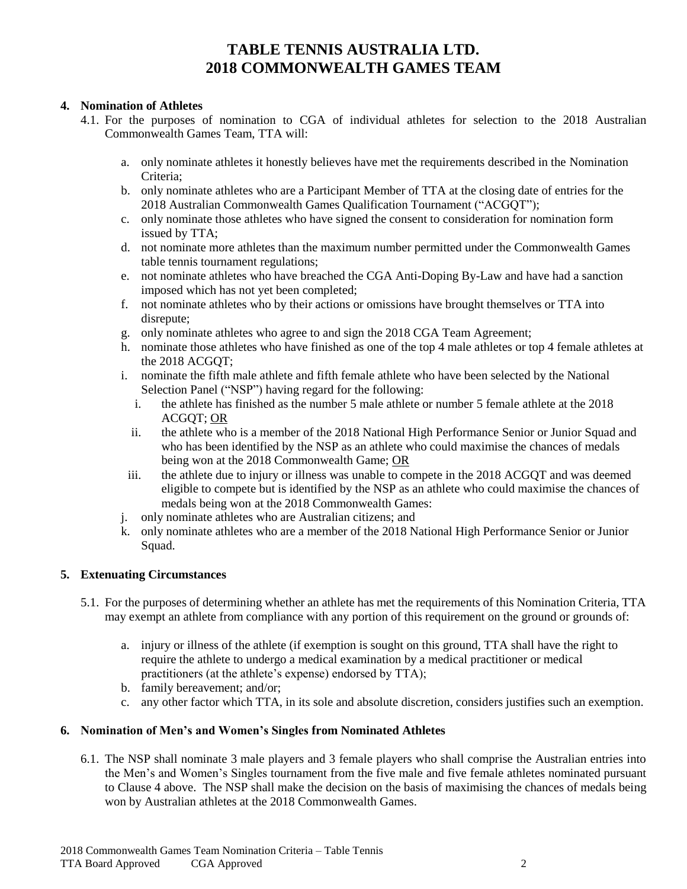# TABLE TENNIS AUSTRALIA LTD.
# 2018 COMMONWEALTH GAMES TEAM

**4. Nomination of Athletes**

4.1. For the purposes of nomination to CGA of individual athletes for selection to the 2018 Australian Commonwealth Games Team, TTA will:

a. only nominate athletes it honestly believes have met the requirements described in the Nomination Criteria;

b. only nominate athletes who are a Participant Member of TTA at the closing date of entries for the 2018 Australian Commonwealth Games Qualification Tournament ("ACGQT");

c. only nominate those athletes who have signed the consent to consideration for nomination form issued by TTA;

d. not nominate more athletes than the maximum number permitted under the Commonwealth Games table tennis tournament regulations;

e. not nominate athletes who have breached the CGA Anti-Doping By-Law and have had a sanction imposed which has not yet been completed;

f. not nominate athletes who by their actions or omissions have brought themselves or TTA into disrepute;

g. only nominate athletes who agree to and sign the 2018 CGA Team Agreement;

h. nominate those athletes who have finished as one of the top 4 male athletes or top 4 female athletes at the 2018 ACGQT;

i. nominate the fifth male athlete and fifth female athlete who have been selected by the National Selection Panel ("NSP") having regard for the following:

   i. the athlete has finished as the number 5 male athlete or number 5 female athlete at the 2018 ACGQT; <u>OR</u>

   ii. the athlete who is a member of the 2018 National High Performance Senior or Junior Squad and who has been identified by the NSP as an athlete who could maximise the chances of medals being won at the 2018 Commonwealth Game; <u>OR</u>

   iii. the athlete due to injury or illness was unable to compete in the 2018 ACGQT and was deemed eligible to compete but is identified by the NSP as an athlete who could maximise the chances of medals being won at the 2018 Commonwealth Games:

j. only nominate athletes who are Australian citizens; and

k. only nominate athletes who are a member of the 2018 National High Performance Senior or Junior Squad.

**5. Extenuating Circumstances**

5.1. For the purposes of determining whether an athlete has met the requirements of this Nomination Criteria, TTA may exempt an athlete from compliance with any portion of this requirement on the ground or grounds of:

a. injury or illness of the athlete (if exemption is sought on this ground, TTA shall have the right to require the athlete to undergo a medical examination by a medical practitioner or medical practitioners (at the athlete's expense) endorsed by TTA);

b. family bereavement; and/or;

c. any other factor which TTA, in its sole and absolute discretion, considers justifies such an exemption.

**6. Nomination of Men's and Women's Singles from Nominated Athletes**

6.1. The NSP shall nominate 3 male players and 3 female players who shall comprise the Australian entries into the Men's and Women's Singles tournament from the five male and five female athletes nominated pursuant to Clause 4 above. The NSP shall make the decision on the basis of maximising the chances of medals being won by Australian athletes at the 2018 Commonwealth Games.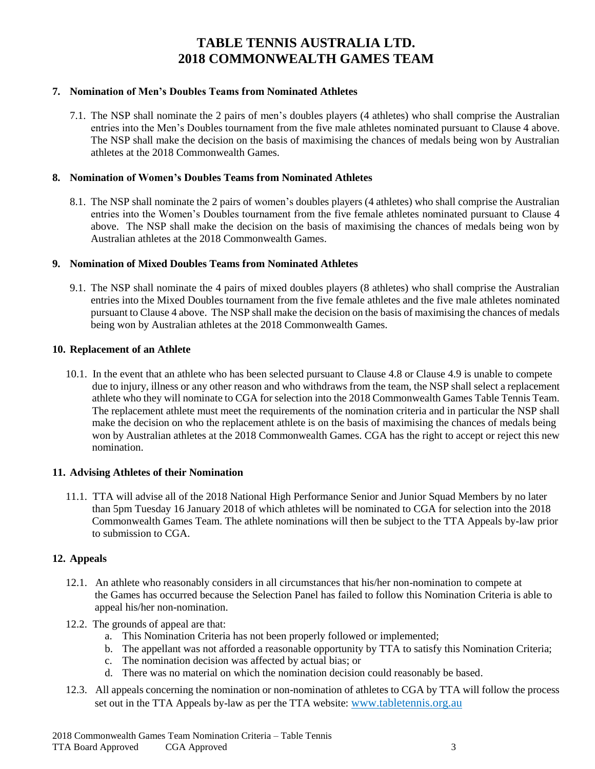## 7. Nomination of Men's Doubles Teams from Nominated Athletes

7.1. The NSP shall nominate the 2 pairs of men's doubles players (4 athletes) who shall comprise the Australian entries into the Men's Doubles tournament from the five male athletes nominated pursuant to Clause 4 above. The NSP shall make the decision on the basis of maximising the chances of medals being won by Australian athletes at the 2018 Commonwealth Games.

## 8. Nomination of Women's Doubles Teams from Nominated Athletes

8.1. The NSP shall nominate the 2 pairs of women's doubles players (4 athletes) who shall comprise the Australian entries into the Women's Doubles tournament from the five female athletes nominated pursuant to Clause 4 above. The NSP shall make the decision on the basis of maximising the chances of medals being won by Australian athletes at the 2018 Commonwealth Games.

## 9. Nomination of Mixed Doubles Teams from Nominated Athletes

9.1. The NSP shall nominate the 4 pairs of mixed doubles players (8 athletes) who shall comprise the Australian entries into the Mixed Doubles tournament from the five female athletes and the five male athletes nominated pursuant to Clause 4 above. The NSP shall make the decision on the basis of maximising the chances of medals being won by Australian athletes at the 2018 Commonwealth Games.

## 10. Replacement of an Athlete

10.1. In the event that an athlete who has been selected pursuant to Clause 4.8 or Clause 4.9 is unable to compete due to injury, illness or any other reason and who withdraws from the team, the NSP shall select a replacement athlete who they will nominate to CGA for selection into the 2018 Commonwealth Games Table Tennis Team. The replacement athlete must meet the requirements of the nomination criteria and in particular the NSP shall make the decision on who the replacement athlete is on the basis of maximising the chances of medals being won by Australian athletes at the 2018 Commonwealth Games. CGA has the right to accept or reject this new nomination.

## 11. Advising Athletes of their Nomination

11.1. TTA will advise all of the 2018 National High Performance Senior and Junior Squad Members by no later than 5pm Tuesday 16 January 2018 of which athletes will be nominated to CGA for selection into the 2018 Commonwealth Games Team. The athlete nominations will then be subject to the TTA Appeals by-law prior to submission to CGA.

## 12. Appeals

12.1. An athlete who reasonably considers in all circumstances that his/her non-nomination to compete at the Games has occurred because the Selection Panel has failed to follow this Nomination Criteria is able to appeal his/her non-nomination.

12.2. The grounds of appeal are that:

a. This Nomination Criteria has not been properly followed or implemented;
b. The appellant was not afforded a reasonable opportunity by TTA to satisfy this Nomination Criteria;
c. The nomination decision was affected by actual bias; or
d. There was no material on which the nomination decision could reasonably be based.

12.3. All appeals concerning the nomination or non-nomination of athletes to CGA by TTA will follow the process set out in the TTA Appeals by-law as per the TTA website: www.tabletennis.org.au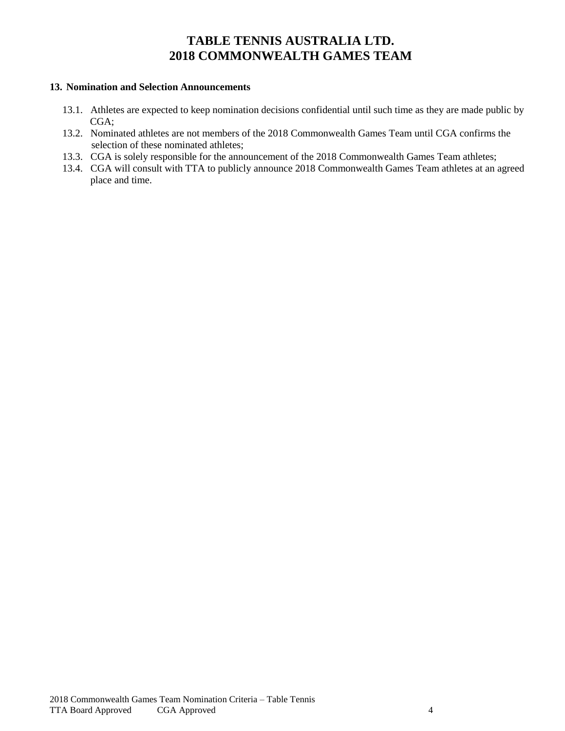## 13. Nomination and Selection Announcements

13.1. Athletes are expected to keep nomination decisions confidential until such time as they are made public by CGA;

13.2. Nominated athletes are not members of the 2018 Commonwealth Games Team until CGA confirms the selection of these nominated athletes;

13.3. CGA is solely responsible for the announcement of the 2018 Commonwealth Games Team athletes;

13.4. CGA will consult with TTA to publicly announce 2018 Commonwealth Games Team athletes at an agreed place and time.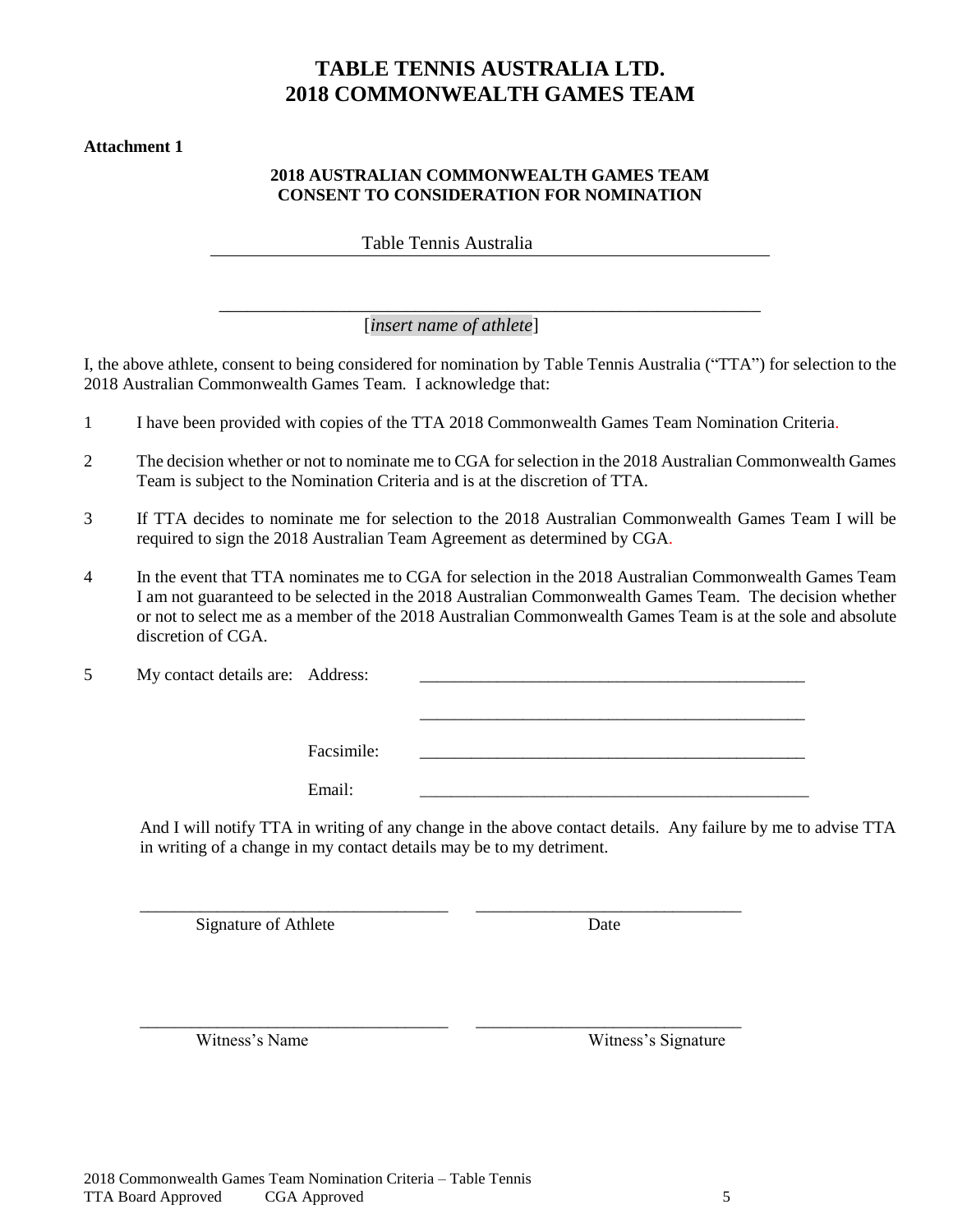# TABLE TENNIS AUSTRALIA LTD.
# 2018 COMMONWEALTH GAMES TEAM

**Attachment 1**

**2018 AUSTRALIAN COMMONWEALTH GAMES TEAM**
**CONSENT TO CONSIDERATION FOR NOMINATION**

Table Tennis Australia

\_\_\_\_\_\_\_\_\_\_\_\_\_\_\_\_\_\_\_\_\_\_\_\_\_\_\_\_\_\_\_\_\_\_\_\_\_\_\_\_\_\_\_\_\_\_\_\_\_\_\_\_\_\_\_\_

[*insert name of athlete*]

I, the above athlete, consent to being considered for nomination by Table Tennis Australia ("TTA") for selection to the 2018 Australian Commonwealth Games Team. I acknowledge that:

1. I have been provided with copies of the TTA 2018 Commonwealth Games Team Nomination Criteria.
2. The decision whether or not to nominate me to CGA for selection in the 2018 Australian Commonwealth Games Team is subject to the Nomination Criteria and is at the discretion of TTA.
3. If TTA decides to nominate me for selection to the 2018 Australian Commonwealth Games Team I will be required to sign the 2018 Australian Team Agreement as determined by CGA.
4. In the event that TTA nominates me to CGA for selection in the 2018 Australian Commonwealth Games Team I am not guaranteed to be selected in the 2018 Australian Commonwealth Games Team. The decision whether or not to select me as a member of the 2018 Australian Commonwealth Games Team is at the sole and absolute discretion of CGA.
5. My contact details are: Address: \_\_\_\_\_\_\_\_\_\_\_\_\_\_\_\_\_\_\_\_\_\_\_\_\_\_\_\_\_\_\_\_\_\_\_\_\_\_\_\_

   \_\_\_\_\_\_\_\_\_\_\_\_\_\_\_\_\_\_\_\_\_\_\_\_\_\_\_\_\_\_\_\_\_\_\_\_\_\_\_\_

   Facsimile: \_\_\_\_\_\_\_\_\_\_\_\_\_\_\_\_\_\_\_\_\_\_\_\_\_\_\_\_\_\_\_\_\_\_\_\_\_\_\_\_

   Email: \_\_\_\_\_\_\_\_\_\_\_\_\_\_\_\_\_\_\_\_\_\_\_\_\_\_\_\_\_\_\_\_\_\_\_\_\_\_\_\_

   And I will notify TTA in writing of any change in the above contact details. Any failure by me to advise TTA in writing of a change in my contact details may be to my detriment.

\_\_\_\_\_\_\_\_\_\_\_\_\_\_\_\_\_\_\_\_\_\_\_\_\_\_\_\_\_\_ \_\_\_\_\_\_\_\_\_\_\_\_\_\_\_\_\_\_\_\_\_\_\_\_\_\_

Signature of Athlete Date

\_\_\_\_\_\_\_\_\_\_\_\_\_\_\_\_\_\_\_\_\_\_\_\_\_\_\_\_\_\_ \_\_\_\_\_\_\_\_\_\_\_\_\_\_\_\_\_\_\_\_\_\_\_\_\_\_

Witness's Name Witness's Signature

2018 Commonwealth Games Team Nomination Criteria – Table Tennis
TTA Board Approved CGA Approved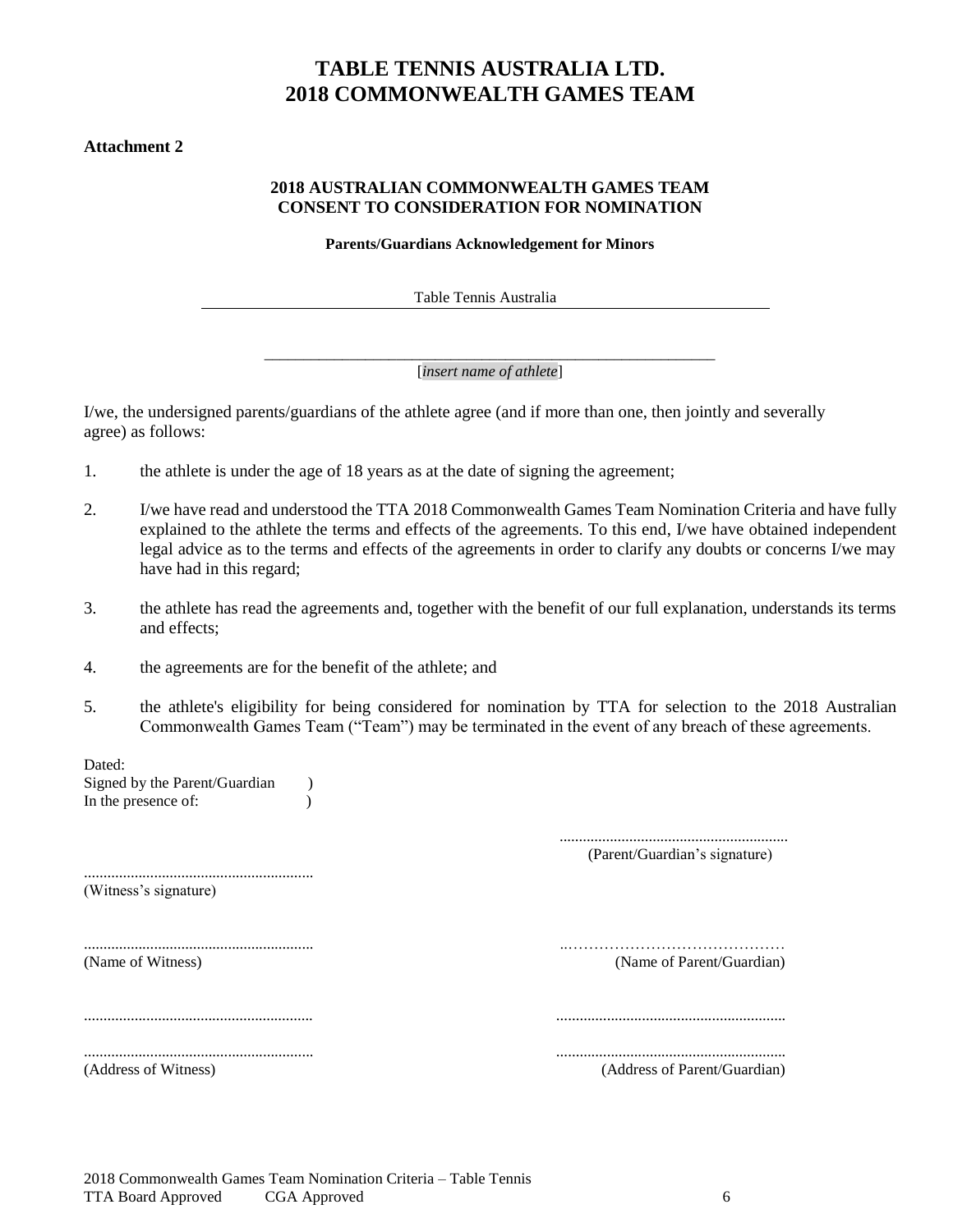# TABLE TENNIS AUSTRALIA LTD.
# 2018 COMMONWEALTH GAMES TEAM

**Attachment 2**

**2018 AUSTRALIAN COMMONWEALTH GAMES TEAM**
**CONSENT TO CONSIDERATION FOR NOMINATION**

**Parents/Guardians Acknowledgement for Minors**

Table Tennis Australia

\_\_\_\_\_\_\_\_\_\_\_\_\_\_\_\_\_\_\_\_\_\_\_\_\_\_\_\_\_\_\_\_\_\_\_\_\_\_\_\_\_\_\_\_\_\_\_\_\_\_\_\_\_\_
[*insert name of athlete*]

I/we, the undersigned parents/guardians of the athlete agree (and if more than one, then jointly and severally agree) as follows:

1. the athlete is under the age of 18 years as at the date of signing the agreement;
2. I/we have read and understood the TTA 2018 Commonwealth Games Team Nomination Criteria and have fully explained to the athlete the terms and effects of the agreements. To this end, I/we have obtained independent legal advice as to the terms and effects of the agreements in order to clarify any doubts or concerns I/we may have had in this regard;
3. the athlete has read the agreements and, together with the benefit of our full explanation, understands its terms and effects;
4. the agreements are for the benefit of the athlete; and
5. the athlete's eligibility for being considered for nomination by TTA for selection to the 2018 Australian Commonwealth Games Team ("Team") may be terminated in the event of any breach of these agreements.

Dated:
Signed by the Parent/Guardian )
In the presence of: )

| | |
|---|---|
| | .......................................................... (Parent/Guardian's signature) |
| .......................................................... (Witness's signature) | |
| .......................................................... (Name of Witness) | .......................................................... (Name of Parent/Guardian) |
| .......................................................... | .......................................................... |
| .......................................................... (Address of Witness) | .......................................................... (Address of Parent/Guardian) |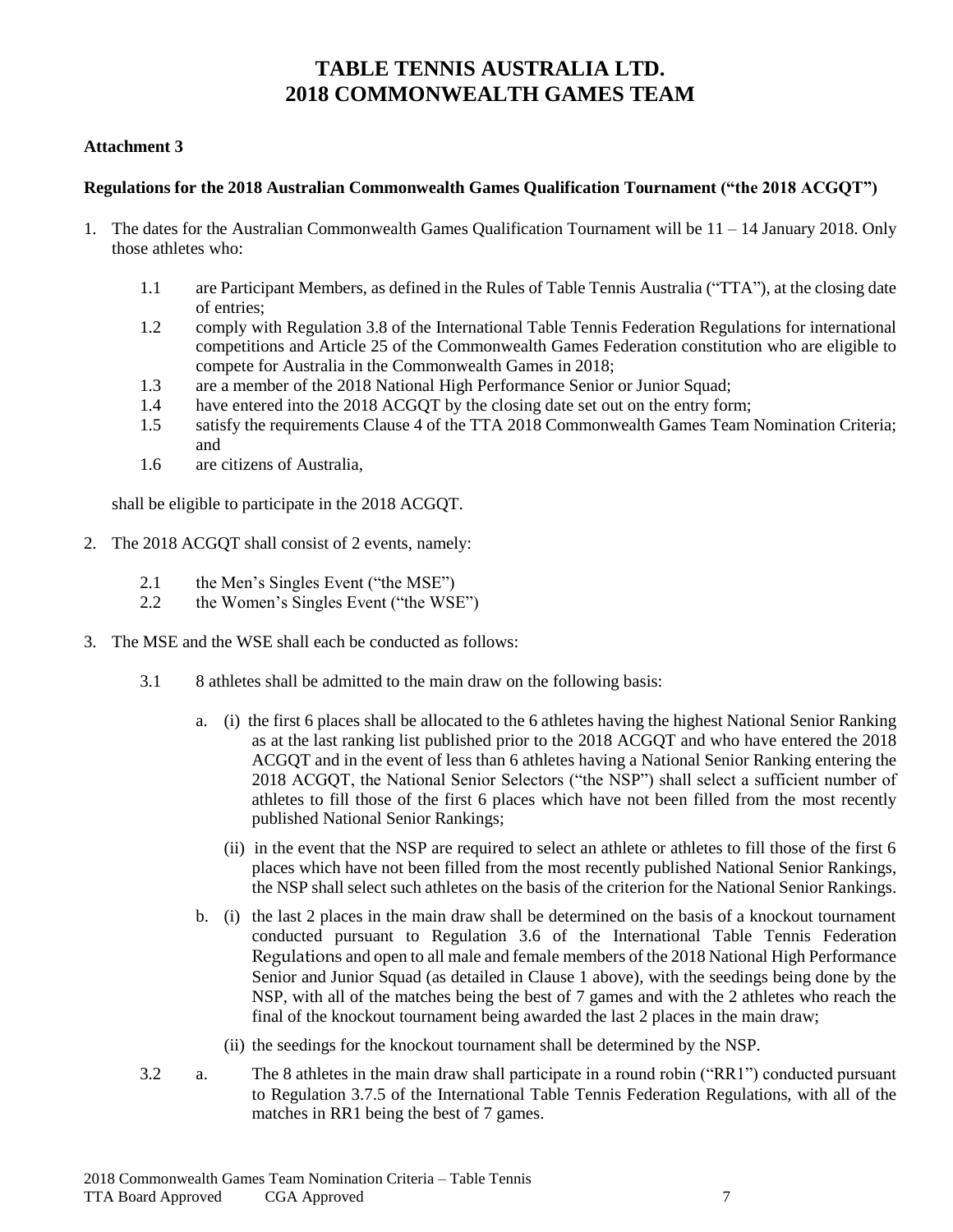# TABLE TENNIS AUSTRALIA LTD.
# 2018 COMMONWEALTH GAMES TEAM

**Attachment 3**

**Regulations for the 2018 Australian Commonwealth Games Qualification Tournament ("the 2018 ACGQT")**

1. The dates for the Australian Commonwealth Games Qualification Tournament will be 11 – 14 January 2018. Only those athletes who:

   1.1 are Participant Members, as defined in the Rules of Table Tennis Australia ("TTA"), at the closing date of entries;

   1.2 comply with Regulation 3.8 of the International Table Tennis Federation Regulations for international competitions and Article 25 of the Commonwealth Games Federation constitution who are eligible to compete for Australia in the Commonwealth Games in 2018;

   1.3 are a member of the 2018 National High Performance Senior or Junior Squad;

   1.4 have entered into the 2018 ACGQT by the closing date set out on the entry form;

   1.5 satisfy the requirements Clause 4 of the TTA 2018 Commonwealth Games Team Nomination Criteria; and

   1.6 are citizens of Australia,

   shall be eligible to participate in the 2018 ACGQT.

2. The 2018 ACGQT shall consist of 2 events, namely:

   2.1 the Men's Singles Event ("the MSE")

   2.2 the Women's Singles Event ("the WSE")

3. The MSE and the WSE shall each be conducted as follows:

   3.1 8 athletes shall be admitted to the main draw on the following basis:

      a. (i) the first 6 places shall be allocated to the 6 athletes having the highest National Senior Ranking as at the last ranking list published prior to the 2018 ACGQT and who have entered the 2018 ACGQT and in the event of less than 6 athletes having a National Senior Ranking entering the 2018 ACGQT, the National Senior Selectors ("the NSP") shall select a sufficient number of athletes to fill those of the first 6 places which have not been filled from the most recently published National Senior Rankings;

         (ii) in the event that the NSP are required to select an athlete or athletes to fill those of the first 6 places which have not been filled from the most recently published National Senior Rankings, the NSP shall select such athletes on the basis of the criterion for the National Senior Rankings.

      b. (i) the last 2 places in the main draw shall be determined on the basis of a knockout tournament conducted pursuant to Regulation 3.6 of the International Table Tennis Federation Regulations and open to all male and female members of the 2018 National High Performance Senior and Junior Squad (as detailed in Clause 1 above), with the seedings being done by the NSP, with all of the matches being the best of 7 games and with the 2 athletes who reach the final of the knockout tournament being awarded the last 2 places in the main draw;

         (ii) the seedings for the knockout tournament shall be determined by the NSP.

   3.2 a. The 8 athletes in the main draw shall participate in a round robin ("RR1") conducted pursuant to Regulation 3.7.5 of the International Table Tennis Federation Regulations, with all of the matches in RR1 being the best of 7 games.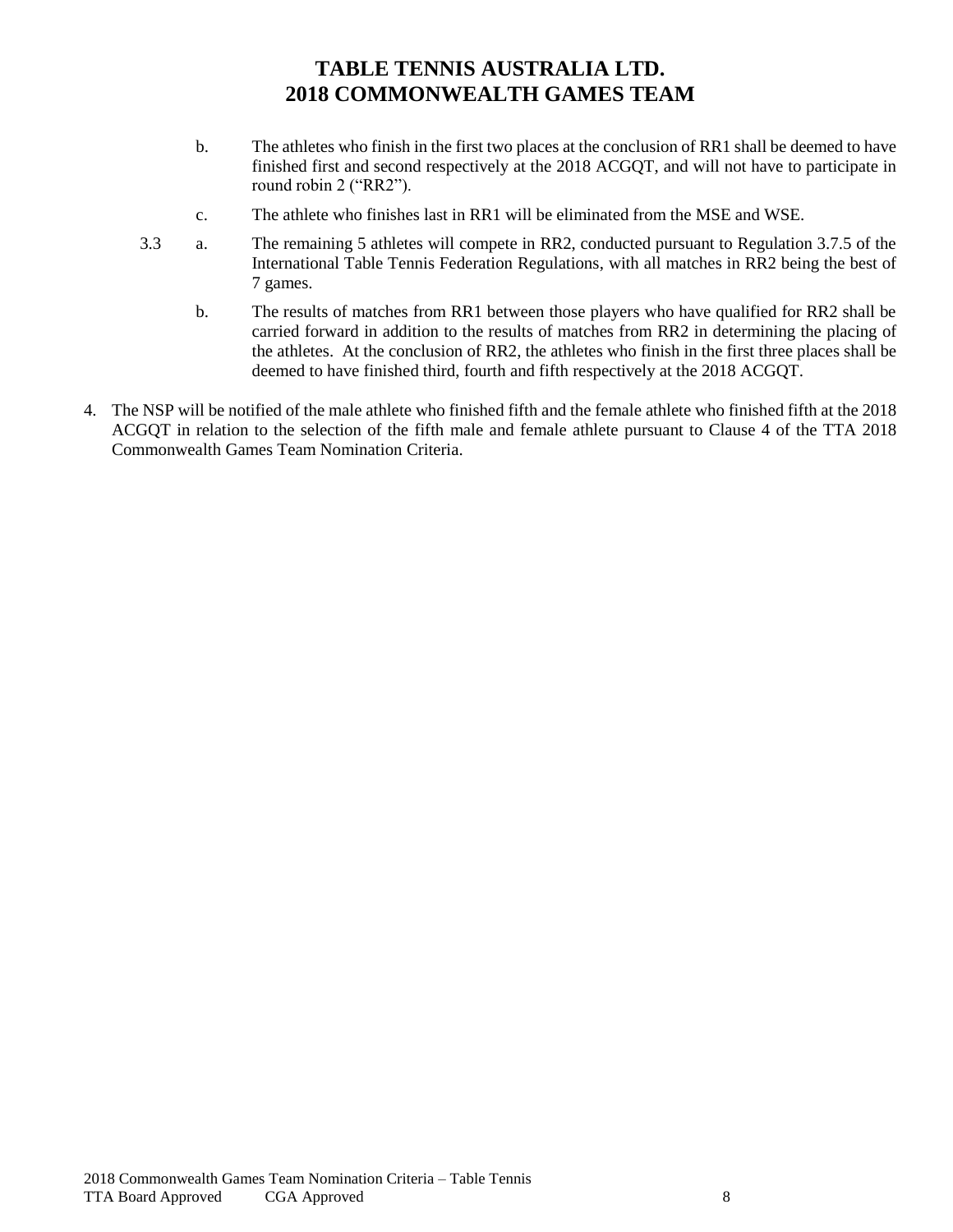b. The athletes who finish in the first two places at the conclusion of RR1 shall be deemed to have finished first and second respectively at the 2018 ACGQT, and will not have to participate in round robin 2 ("RR2").

c. The athlete who finishes last in RR1 will be eliminated from the MSE and WSE.

3.3 a. The remaining 5 athletes will compete in RR2, conducted pursuant to Regulation 3.7.5 of the International Table Tennis Federation Regulations, with all matches in RR2 being the best of 7 games.

b. The results of matches from RR1 between those players who have qualified for RR2 shall be carried forward in addition to the results of matches from RR2 in determining the placing of the athletes. At the conclusion of RR2, the athletes who finish in the first three places shall be deemed to have finished third, fourth and fifth respectively at the 2018 ACGQT.

4. The NSP will be notified of the male athlete who finished fifth and the female athlete who finished fifth at the 2018 ACGQT in relation to the selection of the fifth male and female athlete pursuant to Clause 4 of the TTA 2018 Commonwealth Games Team Nomination Criteria.